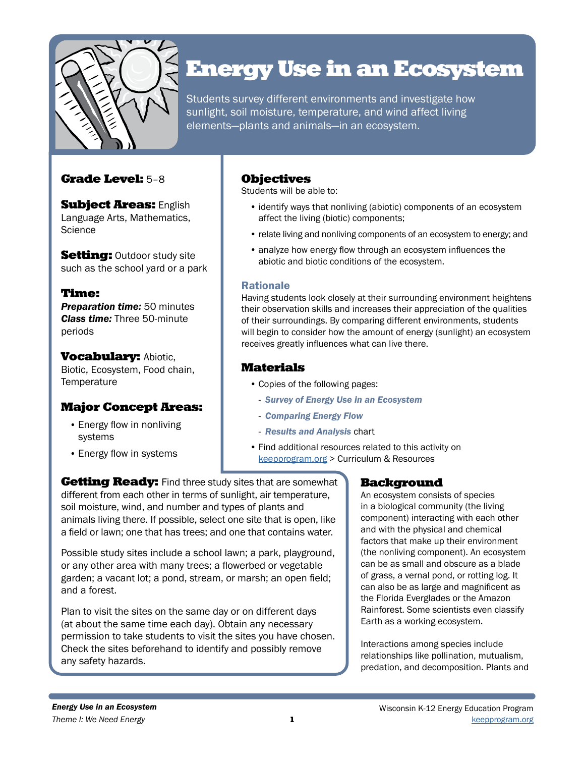# Energy Use in an Ecosystem

Students survey different environments and investigate how sunlight, soil moisture, temperature, and wind affect living elements—plants and animals—in an ecosystem.

**Grade Level:** 5–8

**Subject Areas:** English Language Arts, Mathematics, Science

**Setting:** Outdoor study site such as the school yard or a park

**Time:**
***Preparation time:*** 50 minutes
***Class time:*** Three 50-minute periods

**Vocabulary:** Abiotic, Biotic, Ecosystem, Food chain, Temperature

## Major Concept Areas:

- Energy flow in nonliving systems
- Energy flow in systems

## Objectives

Students will be able to:

- identify ways that nonliving (abiotic) components of an ecosystem affect the living (biotic) components;
- relate living and nonliving components of an ecosystem to energy; and
- analyze how energy flow through an ecosystem influences the abiotic and biotic conditions of the ecosystem.

### Rationale

Having students look closely at their surrounding environment heightens their observation skills and increases their appreciation of the qualities of their surroundings. By comparing different environments, students will begin to consider how the amount of energy (sunlight) an ecosystem receives greatly influences what can live there.

## Materials

- Copies of the following pages:
  - ***Survey of Energy Use in an Ecosystem***
  - ***Comparing Energy Flow***
  - ***Results and Analysis*** chart
- Find additional resources related to this activity on keepprogram.org > Curriculum & Resources

**Getting Ready:** Find three study sites that are somewhat different from each other in terms of sunlight, air temperature, soil moisture, wind, and number and types of plants and animals living there. If possible, select one site that is open, like a field or lawn; one that has trees; and one that contains water.

Possible study sites include a school lawn; a park, playground, or any other area with many trees; a flowerbed or vegetable garden; a vacant lot; a pond, stream, or marsh; an open field; and a forest.

Plan to visit the sites on the same day or on different days (at about the same time each day). Obtain any necessary permission to take students to visit the sites you have chosen. Check the sites beforehand to identify and possibly remove any safety hazards.

## Background

An ecosystem consists of species in a biological community (the living component) interacting with each other and with the physical and chemical factors that make up their environment (the nonliving component). An ecosystem can be as small and obscure as a blade of grass, a vernal pond, or rotting log. It can also be as large and magnificent as the Florida Everglades or the Amazon Rainforest. Some scientists even classify Earth as a working ecosystem.

Interactions among species include relationships like pollination, mutualism, predation, and decomposition. Plants and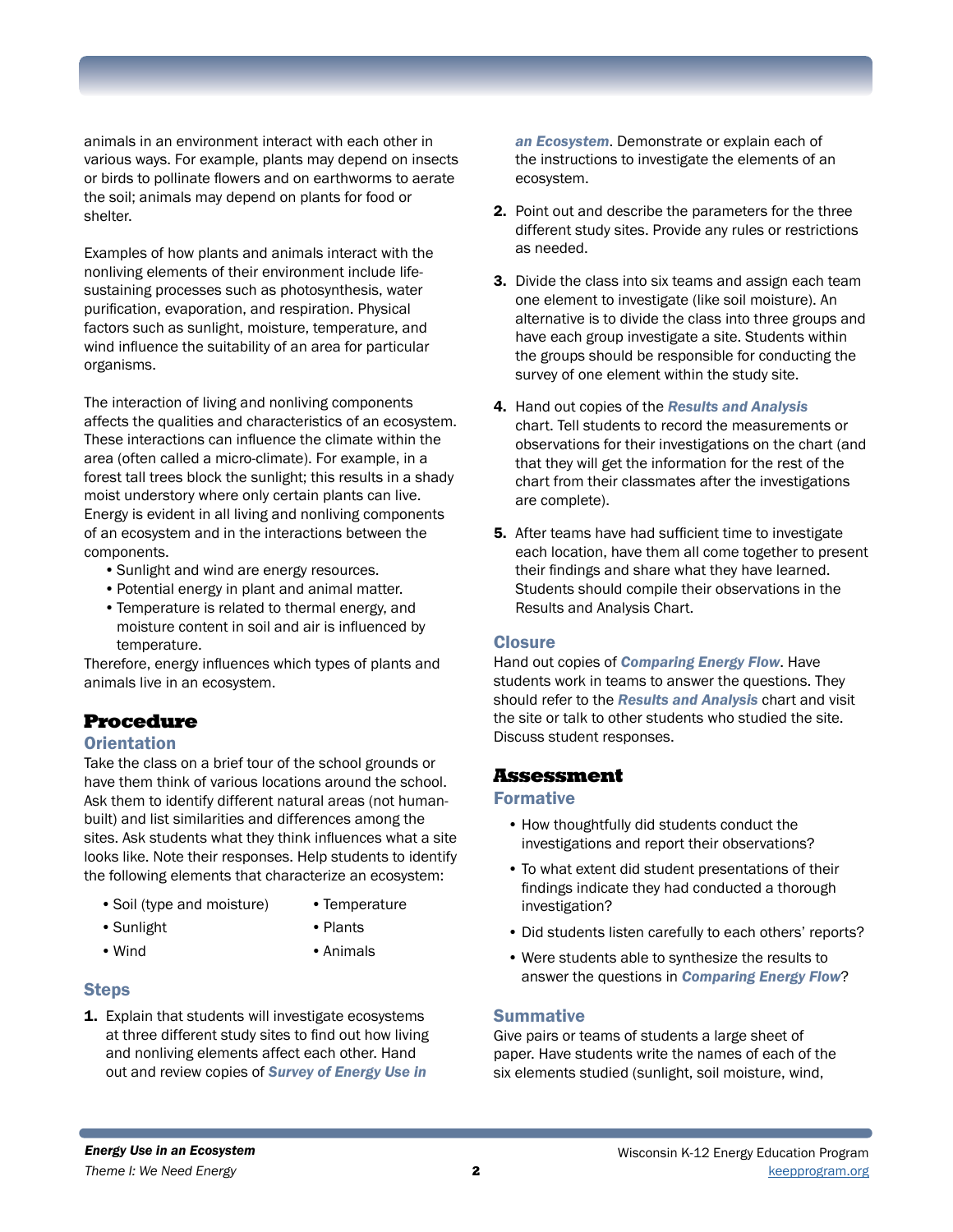animals in an environment interact with each other in various ways. For example, plants may depend on insects or birds to pollinate flowers and on earthworms to aerate the soil; animals may depend on plants for food or shelter.

Examples of how plants and animals interact with the nonliving elements of their environment include life-sustaining processes such as photosynthesis, water purification, evaporation, and respiration. Physical factors such as sunlight, moisture, temperature, and wind influence the suitability of an area for particular organisms.

The interaction of living and nonliving components affects the qualities and characteristics of an ecosystem. These interactions can influence the climate within the area (often called a micro-climate). For example, in a forest tall trees block the sunlight; this results in a shady moist understory where only certain plants can live. Energy is evident in all living and nonliving components of an ecosystem and in the interactions between the components.

- Sunlight and wind are energy resources.
- Potential energy in plant and animal matter.
- Temperature is related to thermal energy, and moisture content in soil and air is influenced by temperature.

Therefore, energy influences which types of plants and animals live in an ecosystem.

## Procedure

### Orientation

Take the class on a brief tour of the school grounds or have them think of various locations around the school. Ask them to identify different natural areas (not human-built) and list similarities and differences among the sites. Ask students what they think influences what a site looks like. Note their responses. Help students to identify the following elements that characterize an ecosystem:

- Soil (type and moisture)
- Sunlight
- Wind
- Temperature
- Plants
- Animals

### Steps

1. Explain that students will investigate ecosystems at three different study sites to find out how living and nonliving elements affect each other. Hand out and review copies of ***Survey of Energy Use in an Ecosystem***. Demonstrate or explain each of the instructions to investigate the elements of an ecosystem.
2. Point out and describe the parameters for the three different study sites. Provide any rules or restrictions as needed.
3. Divide the class into six teams and assign each team one element to investigate (like soil moisture). An alternative is to divide the class into three groups and have each group investigate a site. Students within the groups should be responsible for conducting the survey of one element within the study site.
4. Hand out copies of the ***Results and Analysis*** chart. Tell students to record the measurements or observations for their investigations on the chart (and that they will get the information for the rest of the chart from their classmates after the investigations are complete).
5. After teams have had sufficient time to investigate each location, have them all come together to present their findings and share what they have learned. Students should compile their observations in the Results and Analysis Chart.

### Closure

Hand out copies of ***Comparing Energy Flow***. Have students work in teams to answer the questions. They should refer to the ***Results and Analysis*** chart and visit the site or talk to other students who studied the site. Discuss student responses.

## Assessment

### Formative

- How thoughtfully did students conduct the investigations and report their observations?
- To what extent did student presentations of their findings indicate they had conducted a thorough investigation?
- Did students listen carefully to each others' reports?
- Were students able to synthesize the results to answer the questions in ***Comparing Energy Flow***?

### Summative

Give pairs or teams of students a large sheet of paper. Have students write the names of each of the six elements studied (sunlight, soil moisture, wind,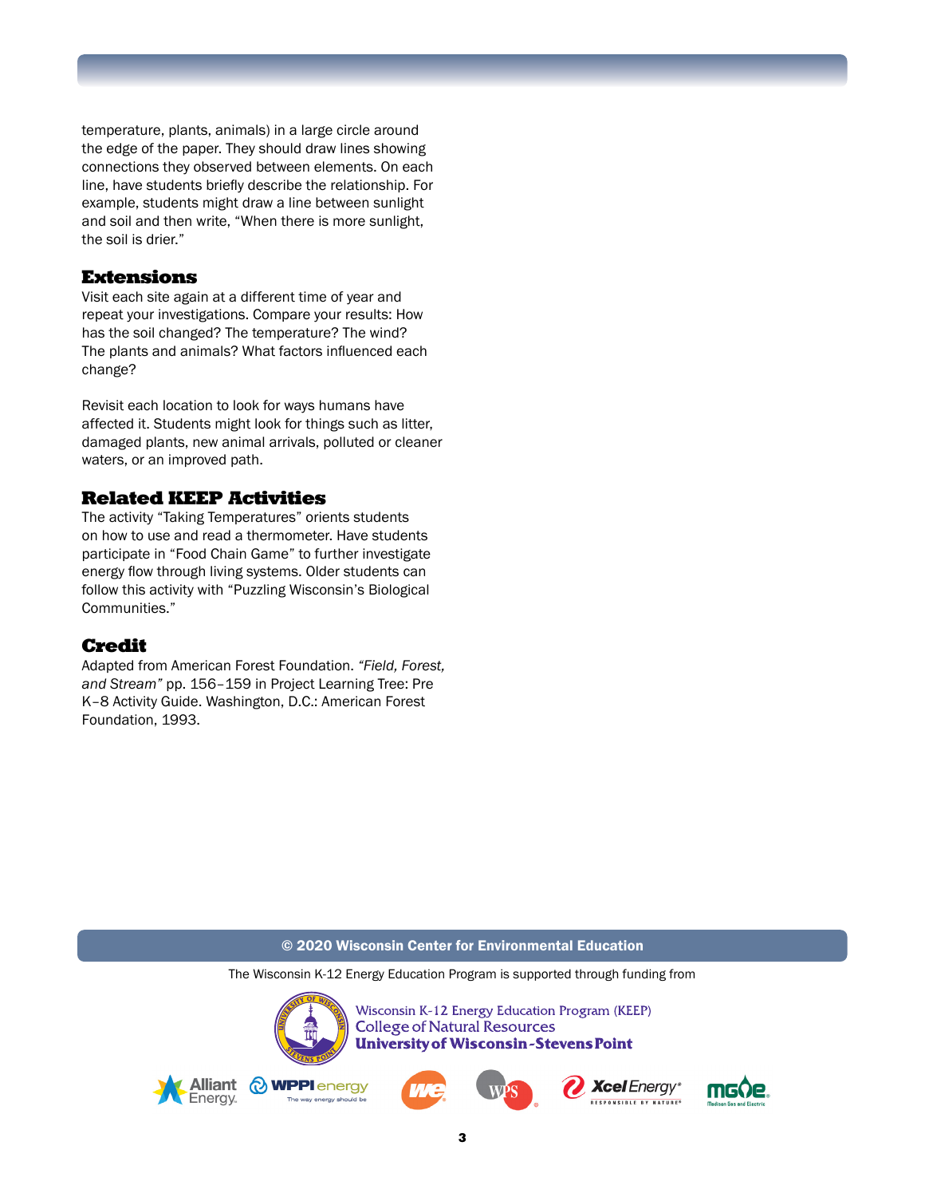temperature, plants, animals) in a large circle around the edge of the paper. They should draw lines showing connections they observed between elements. On each line, have students briefly describe the relationship. For example, students might draw a line between sunlight and soil and then write, "When there is more sunlight, the soil is drier."

## Extensions

Visit each site again at a different time of year and repeat your investigations. Compare your results: How has the soil changed? The temperature? The wind? The plants and animals? What factors influenced each change?

Revisit each location to look for ways humans have affected it. Students might look for things such as litter, damaged plants, new animal arrivals, polluted or cleaner waters, or an improved path.

## Related KEEP Activities

The activity "Taking Temperatures" orients students on how to use and read a thermometer. Have students participate in "Food Chain Game" to further investigate energy flow through living systems. Older students can follow this activity with "Puzzling Wisconsin's Biological Communities."

## Credit

Adapted from American Forest Foundation. *"Field, Forest, and Stream"* pp. 156–159 in Project Learning Tree: Pre K–8 Activity Guide. Washington, D.C.: American Forest Foundation, 1993.

© 2020 Wisconsin Center for Environmental Education

The Wisconsin K-12 Energy Education Program is supported through funding from

Wisconsin K-12 Energy Education Program (KEEP)
College of Natural Resources
University of Wisconsin-Stevens Point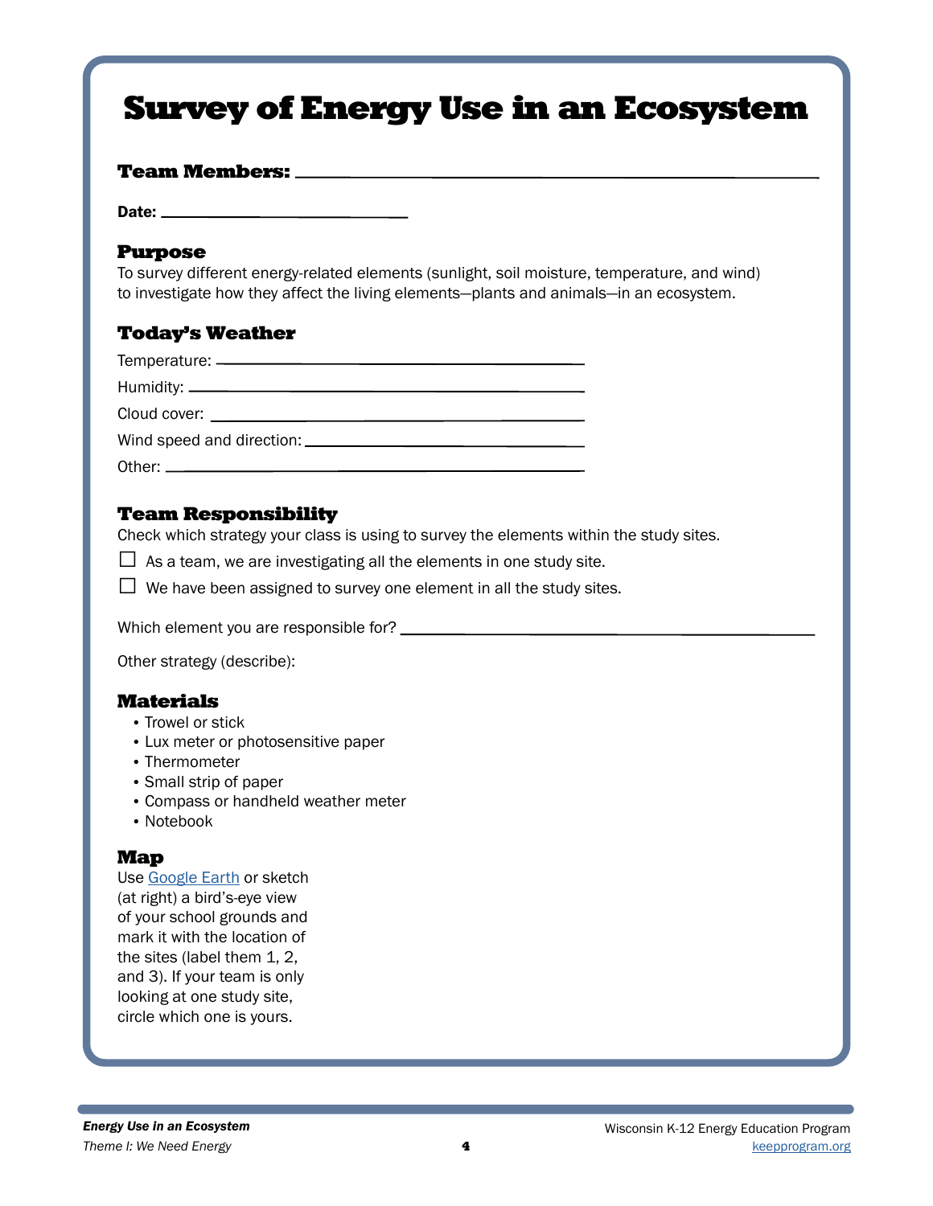# Survey of Energy Use in an Ecosystem

**Team Members:** ______________________________________________

**Date:** ______________________

## Purpose

To survey different energy-related elements (sunlight, soil moisture, temperature, and wind) to investigate how they affect the living elements—plants and animals—in an ecosystem.

## Today's Weather

Temperature: ______________________________

Humidity: ______________________________

Cloud cover: ______________________________

Wind speed and direction: ______________________________

Other: ______________________________

## Team Responsibility

Check which strategy your class is using to survey the elements within the study sites.

- ☐ As a team, we are investigating all the elements in one study site.
- ☐ We have been assigned to survey one element in all the study sites.

Which element you are responsible for? ______________________________

Other strategy (describe):

## Materials

- Trowel or stick
- Lux meter or photosensitive paper
- Thermometer
- Small strip of paper
- Compass or handheld weather meter
- Notebook

## Map

Use [Google Earth] or sketch (at right) a bird's-eye view of your school grounds and mark it with the location of the sites (label them 1, 2, and 3). If your team is only looking at one study site, circle which one is yours.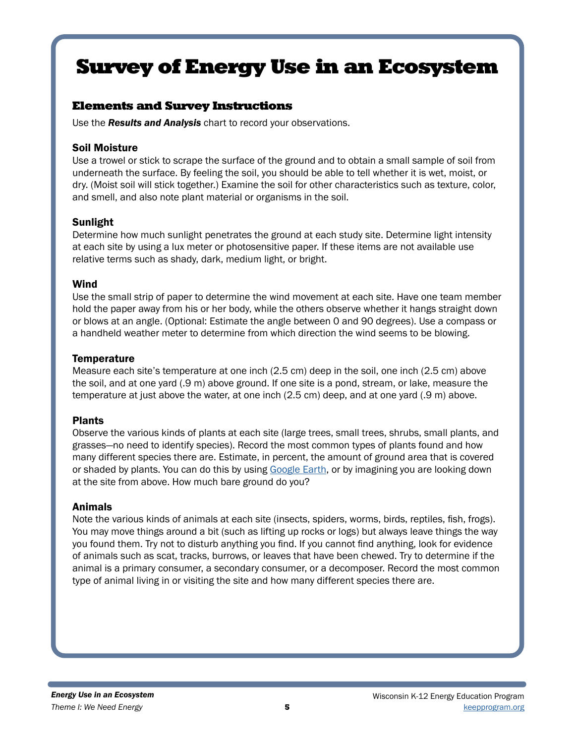# Survey of Energy Use in an Ecosystem

## Elements and Survey Instructions

Use the ***Results and Analysis*** chart to record your observations.

### Soil Moisture

Use a trowel or stick to scrape the surface of the ground and to obtain a small sample of soil from underneath the surface. By feeling the soil, you should be able to tell whether it is wet, moist, or dry. (Moist soil will stick together.) Examine the soil for other characteristics such as texture, color, and smell, and also note plant material or organisms in the soil.

### Sunlight

Determine how much sunlight penetrates the ground at each study site. Determine light intensity at each site by using a lux meter or photosensitive paper. If these items are not available use relative terms such as shady, dark, medium light, or bright.

### Wind

Use the small strip of paper to determine the wind movement at each site. Have one team member hold the paper away from his or her body, while the others observe whether it hangs straight down or blows at an angle. (Optional: Estimate the angle between 0 and 90 degrees). Use a compass or a handheld weather meter to determine from which direction the wind seems to be blowing.

### Temperature

Measure each site's temperature at one inch (2.5 cm) deep in the soil, one inch (2.5 cm) above the soil, and at one yard (.9 m) above ground. If one site is a pond, stream, or lake, measure the temperature at just above the water, at one inch (2.5 cm) deep, and at one yard (.9 m) above.

### Plants

Observe the various kinds of plants at each site (large trees, small trees, shrubs, small plants, and grasses—no need to identify species). Record the most common types of plants found and how many different species there are. Estimate, in percent, the amount of ground area that is covered or shaded by plants. You can do this by using [Google Earth](), or by imagining you are looking down at the site from above. How much bare ground do you?

### Animals

Note the various kinds of animals at each site (insects, spiders, worms, birds, reptiles, fish, frogs). You may move things around a bit (such as lifting up rocks or logs) but always leave things the way you found them. Try not to disturb anything you find. If you cannot find anything, look for evidence of animals such as scat, tracks, burrows, or leaves that have been chewed. Try to determine if the animal is a primary consumer, a secondary consumer, or a decomposer. Record the most common type of animal living in or visiting the site and how many different species there are.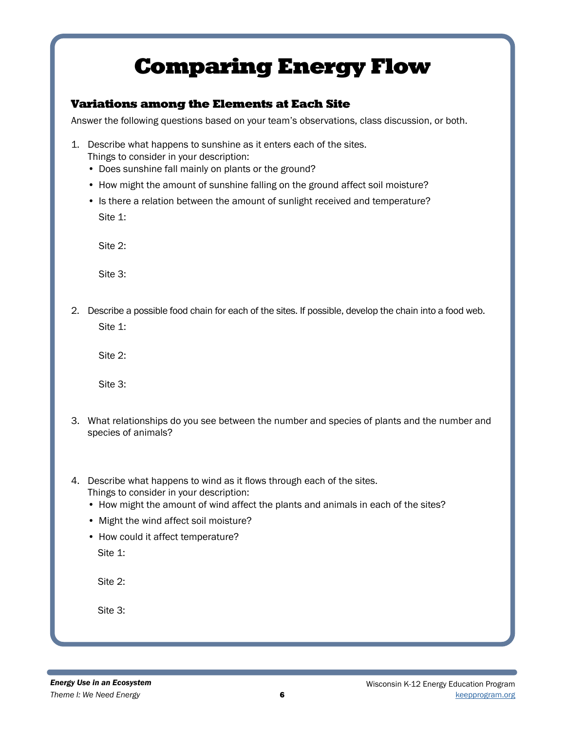# Comparing Energy Flow

## Variations among the Elements at Each Site

Answer the following questions based on your team's observations, class discussion, or both.

1. Describe what happens to sunshine as it enters each of the sites.
   Things to consider in your description:
   - Does sunshine fall mainly on plants or the ground?
   - How might the amount of sunshine falling on the ground affect soil moisture?
   - Is there a relation between the amount of sunlight received and temperature?

   Site 1:

   Site 2:

   Site 3:

2. Describe a possible food chain for each of the sites. If possible, develop the chain into a food web.

   Site 1:

   Site 2:

   Site 3:

3. What relationships do you see between the number and species of plants and the number and species of animals?

4. Describe what happens to wind as it flows through each of the sites.
   Things to consider in your description:
   - How might the amount of wind affect the plants and animals in each of the sites?
   - Might the wind affect soil moisture?
   - How could it affect temperature?

   Site 1:

   Site 2:

   Site 3: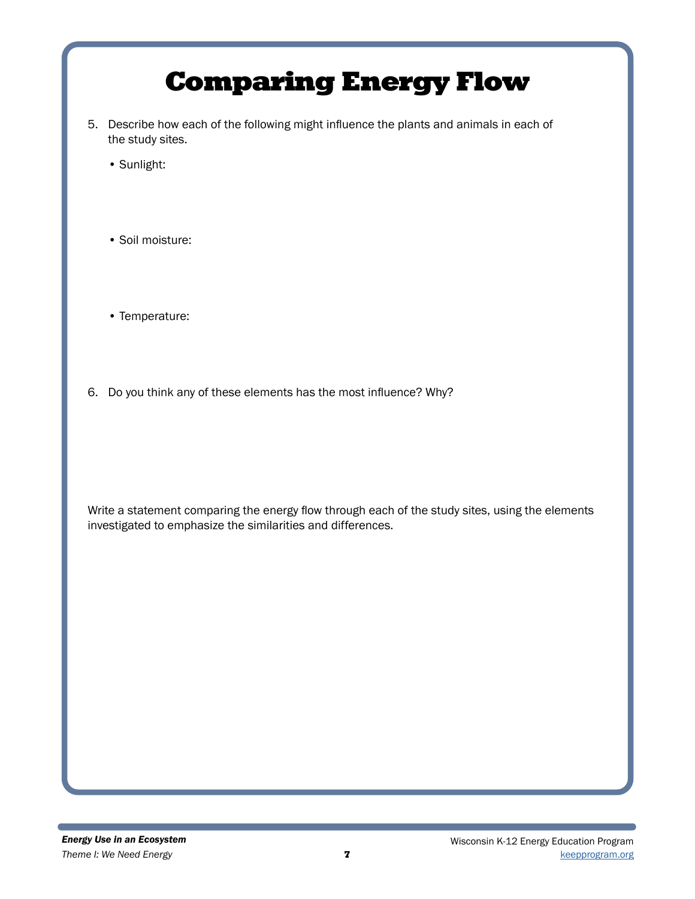# Comparing Energy Flow

5. Describe how each of the following might influence the plants and animals in each of the study sites.

   - Sunlight:

   - Soil moisture:

   - Temperature:

6. Do you think any of these elements has the most influence? Why?

Write a statement comparing the energy flow through each of the study sites, using the elements investigated to emphasize the similarities and differences.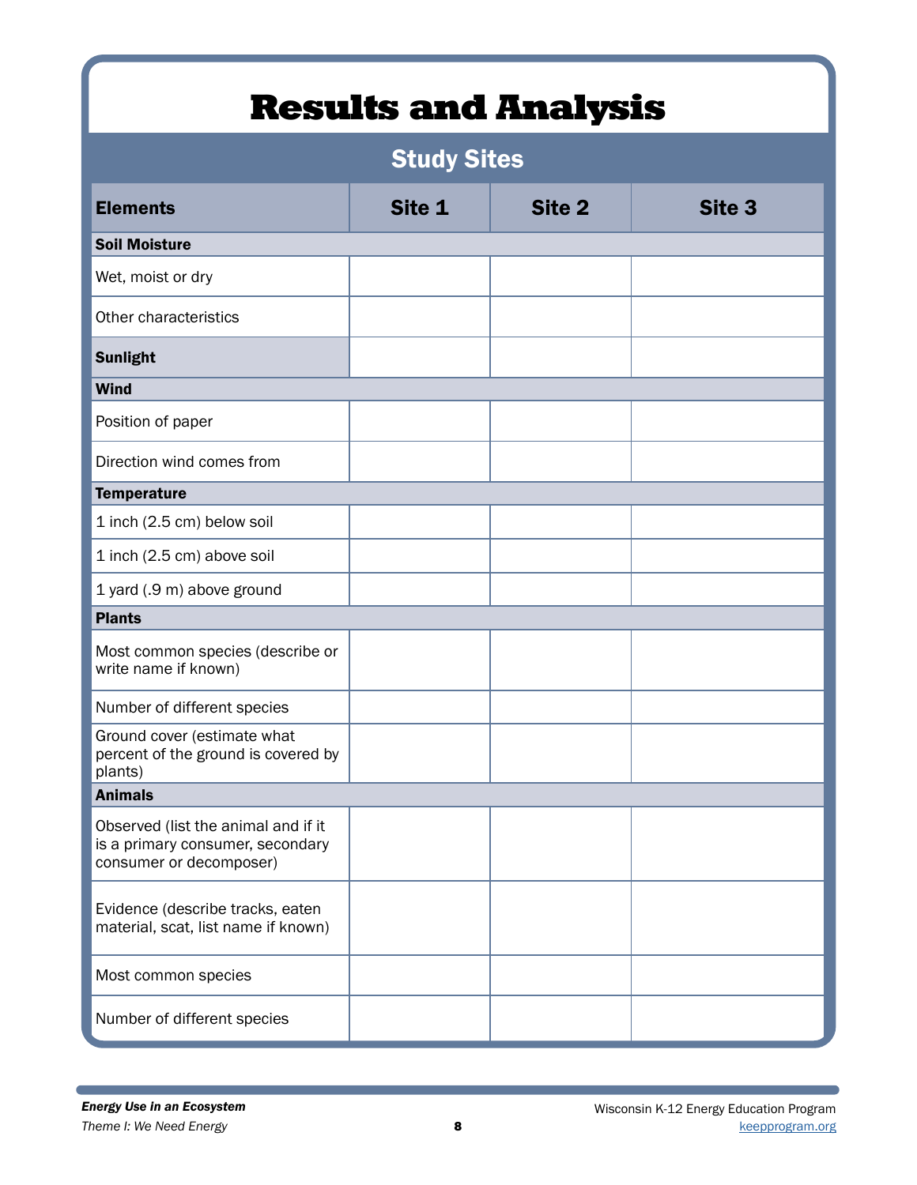# Results and Analysis

## Study Sites

| Elements | Site 1 | Site 2 | Site 3 |
|---|---|---|---|
| **Soil Moisture** | | | |
| Wet, moist or dry | | | |
| Other characteristics | | | |
| **Sunlight** | | | |
| **Wind** | | | |
| Position of paper | | | |
| Direction wind comes from | | | |
| **Temperature** | | | |
| 1 inch (2.5 cm) below soil | | | |
| 1 inch (2.5 cm) above soil | | | |
| 1 yard (.9 m) above ground | | | |
| **Plants** | | | |
| Most common species (describe or write name if known) | | | |
| Number of different species | | | |
| Ground cover (estimate what percent of the ground is covered by plants) | | | |
| **Animals** | | | |
| Observed (list the animal and if it is a primary consumer, secondary consumer or decomposer) | | | |
| Evidence (describe tracks, eaten material, scat, list name if known) | | | |
| Most common species | | | |
| Number of different species | | | |